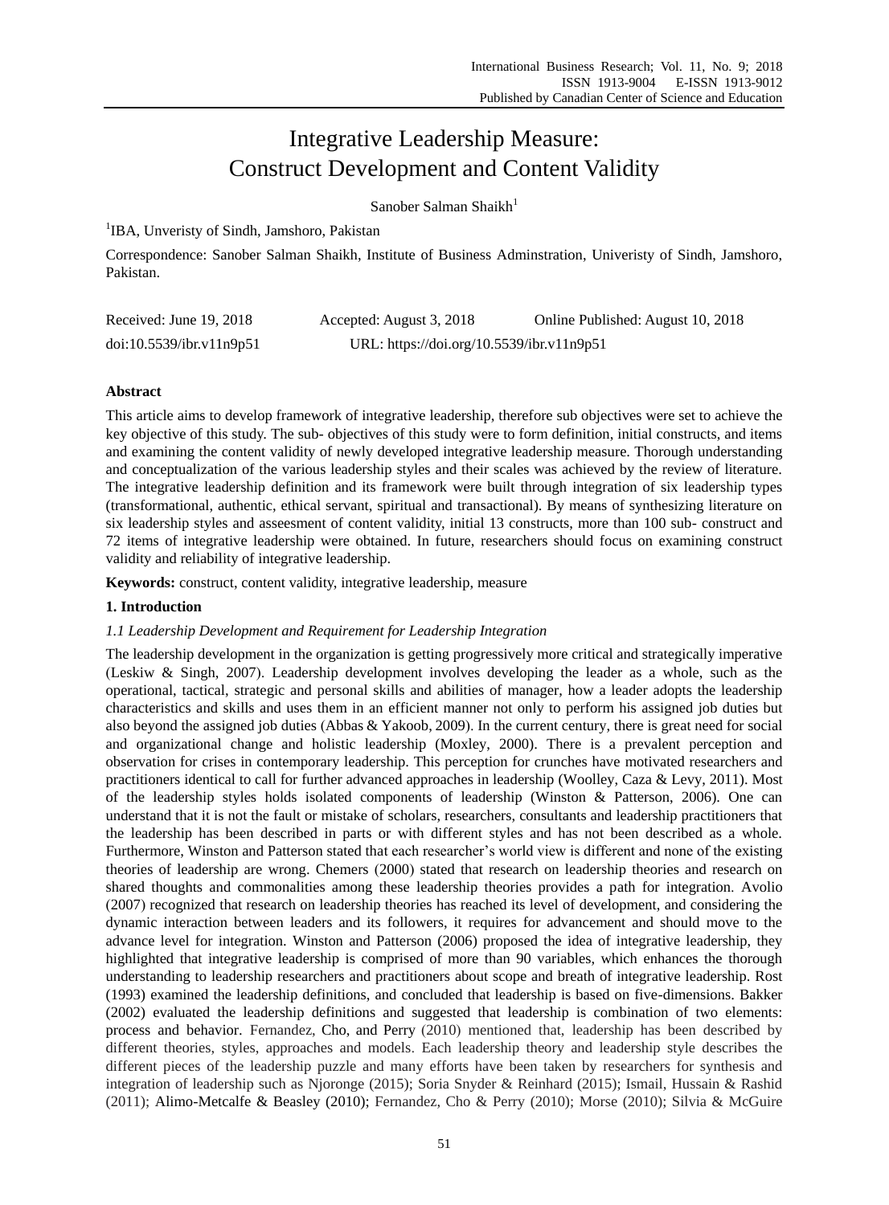# Integrative Leadership Measure: Construct Development and Content Validity

Sanober Salman Shaikh[1]

[1]IBA, Unveristy of Sindh, Jamshoro, Pakistan

Correspondence: Sanober Salman Shaikh, Institute of Business Adminstration, Univeristy of Sindh, Jamshoro, Pakistan.

Received: June 19, 2018 Accepted: August 3, 2018 Online Published: August 10, 2018

doi:10.5539/ibr.v11n9p51 URL: https://doi.org/10.5539/ibr.v11n9p51

## Abstract

This article aims to develop framework of integrative leadership, therefore sub objectives were set to achieve the key objective of this study. The sub- objectives of this study were to form definition, initial constructs, and items and examining the content validity of newly developed integrative leadership measure. Thorough understanding and conceptualization of the various leadership styles and their scales was achieved by the review of literature. The integrative leadership definition and its framework were built through integration of six leadership types (transformational, authentic, ethical servant, spiritual and transactional). By means of synthesizing literature on six leadership styles and asseesment of content validity, initial 13 constructs, more than 100 sub- construct and 72 items of integrative leadership were obtained. In future, researchers should focus on examining construct validity and reliability of integrative leadership.

**Keywords:** construct, content validity, integrative leadership, measure

## 1. Introduction

### *1.1 Leadership Development and Requirement for Leadership Integration*

The leadership development in the organization is getting progressively more critical and strategically imperative (Leskiw & Singh, 2007). Leadership development involves developing the leader as a whole, such as the operational, tactical, strategic and personal skills and abilities of manager, how a leader adopts the leadership characteristics and skills and uses them in an efficient manner not only to perform his assigned job duties but also beyond the assigned job duties (Abbas & Yakoob, 2009). In the current century, there is great need for social and organizational change and holistic leadership (Moxley, 2000). There is a prevalent perception and observation for crises in contemporary leadership. This perception for crunches have motivated researchers and practitioners identical to call for further advanced approaches in leadership (Woolley, Caza & Levy, 2011). Most of the leadership styles holds isolated components of leadership (Winston & Patterson, 2006). One can understand that it is not the fault or mistake of scholars, researchers, consultants and leadership practitioners that the leadership has been described in parts or with different styles and has not been described as a whole. Furthermore, Winston and Patterson stated that each researcher's world view is different and none of the existing theories of leadership are wrong. Chemers (2000) stated that research on leadership theories and research on shared thoughts and commonalities among these leadership theories provides a path for integration. Avolio (2007) recognized that research on leadership theories has reached its level of development, and considering the dynamic interaction between leaders and its followers, it requires for advancement and should move to the advance level for integration. Winston and Patterson (2006) proposed the idea of integrative leadership, they highlighted that integrative leadership is comprised of more than 90 variables, which enhances the thorough understanding to leadership researchers and practitioners about scope and breath of integrative leadership. Rost (1993) examined the leadership definitions, and concluded that leadership is based on five-dimensions. Bakker (2002) evaluated the leadership definitions and suggested that leadership is combination of two elements: process and behavior. Fernandez, Cho, and Perry (2010) mentioned that, leadership has been described by different theories, styles, approaches and models. Each leadership theory and leadership style describes the different pieces of the leadership puzzle and many efforts have been taken by researchers for synthesis and integration of leadership such as Njoronge (2015); Soria Snyder & Reinhard (2015); Ismail, Hussain & Rashid (2011); Alimo-Metcalfe & Beasley (2010); Fernandez, Cho & Perry (2010); Morse (2010); Silvia & McGuire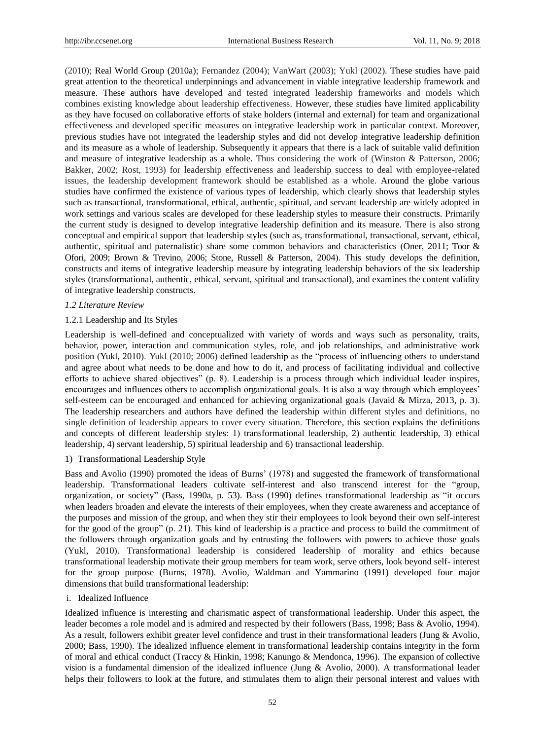(2010); Real World Group (2010a); Fernandez (2004); VanWart (2003); Yukl (2002). These studies have paid great attention to the theoretical underpinnings and advancement in viable integrative leadership framework and measure. These authors have developed and tested integrated leadership frameworks and models which combines existing knowledge about leadership effectiveness. However, these studies have limited applicability as they have focused on collaborative efforts of stake holders (internal and external) for team and organizational effectiveness and developed specific measures on integrative leadership work in particular context. Moreover, previous studies have not integrated the leadership styles and did not develop integrative leadership definition and its measure as a whole of leadership. Subsequently it appears that there is a lack of suitable valid definition and measure of integrative leadership as a whole. Thus considering the work of (Winston & Patterson, 2006; Bakker, 2002; Rost, 1993) for leadership effectiveness and leadership success to deal with employee-related issues, the leadership development framework should be established as a whole. Around the globe various studies have confirmed the existence of various types of leadership, which clearly shows that leadership styles such as transactional, transformational, ethical, authentic, spiritual, and servant leadership are widely adopted in work settings and various scales are developed for these leadership styles to measure their constructs. Primarily the current study is designed to develop integrative leadership definition and its measure. There is also strong conceptual and empirical support that leadership styles (such as, transformational, transactional, servant, ethical, authentic, spiritual and paternalistic) share some common behaviors and characteristics (Oner, 2011; Toor & Ofori, 2009; Brown & Trevino, 2006; Stone, Russell & Patterson, 2004). This study develops the definition, constructs and items of integrative leadership measure by integrating leadership behaviors of the six leadership styles (transformational, authentic, ethical, servant, spiritual and transactional), and examines the content validity of integrative leadership constructs.

### *1.2 Literature Review*

#### 1.2.1 Leadership and Its Styles

Leadership is well-defined and conceptualized with variety of words and ways such as personality, traits, behavior, power, interaction and communication styles, role, and job relationships, and administrative work position (Yukl, 2010). Yukl (2010; 2006) defined leadership as the "process of influencing others to understand and agree about what needs to be done and how to do it, and process of facilitating individual and collective efforts to achieve shared objectives" (p. 8). Leadership is a process through which individual leader inspires, encourages and influences others to accomplish organizational goals. It is also a way through which employees' self-esteem can be encouraged and enhanced for achieving organizational goals (Javaid & Mirza, 2013, p. 3). The leadership researchers and authors have defined the leadership within different styles and definitions, no single definition of leadership appears to cover every situation. Therefore, this section explains the definitions and concepts of different leadership styles: 1) transformational leadership, 2) authentic leadership, 3) ethical leadership, 4) servant leadership, 5) spiritual leadership and 6) transactional leadership.

1) Transformational Leadership Style

Bass and Avolio (1990) promoted the ideas of Burns' (1978) and suggested the framework of transformational leadership. Transformational leaders cultivate self-interest and also transcend interest for the "group, organization, or society" (Bass, 1990a, p. 53). Bass (1990) defines transformational leadership as "it occurs when leaders broaden and elevate the interests of their employees, when they create awareness and acceptance of the purposes and mission of the group, and when they stir their employees to look beyond their own self-interest for the good of the group" (p. 21). This kind of leadership is a practice and process to build the commitment of the followers through organization goals and by entrusting the followers with powers to achieve those goals (Yukl, 2010). Transformational leadership is considered leadership of morality and ethics because transformational leadership motivate their group members for team work, serve others, look beyond self- interest for the group purpose (Burns, 1978). Avolio, Waldman and Yammarino (1991) developed four major dimensions that build transformational leadership:

i. Idealized Influence

Idealized influence is interesting and charismatic aspect of transformational leadership. Under this aspect, the leader becomes a role model and is admired and respected by their followers (Bass, 1998; Bass & Avolio, 1994). As a result, followers exhibit greater level confidence and trust in their transformational leaders (Jung & Avolio, 2000; Bass, 1990). The idealized influence element in transformational leadership contains integrity in the form of moral and ethical conduct (Traccy & Hinkin, 1998; Kanungo & Mendonca, 1996). The expansion of collective vision is a fundamental dimension of the idealized influence (Jung & Avolio, 2000). A transformational leader helps their followers to look at the future, and stimulates them to align their personal interest and values with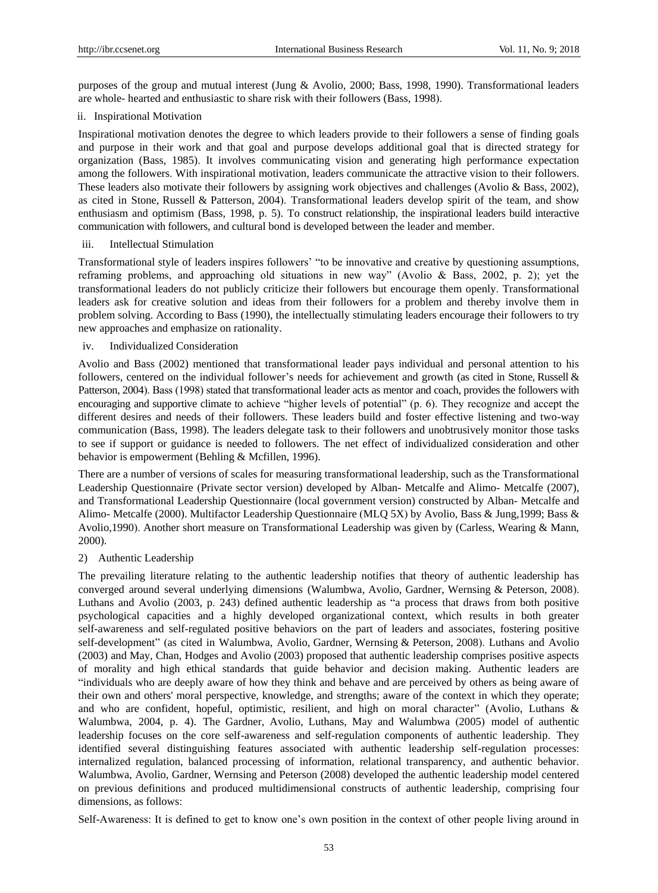purposes of the group and mutual interest (Jung & Avolio, 2000; Bass, 1998, 1990). Transformational leaders are whole- hearted and enthusiastic to share risk with their followers (Bass, 1998).

ii. Inspirational Motivation

Inspirational motivation denotes the degree to which leaders provide to their followers a sense of finding goals and purpose in their work and that goal and purpose develops additional goal that is directed strategy for organization (Bass, 1985). It involves communicating vision and generating high performance expectation among the followers. With inspirational motivation, leaders communicate the attractive vision to their followers. These leaders also motivate their followers by assigning work objectives and challenges (Avolio & Bass, 2002), as cited in Stone, Russell & Patterson, 2004). Transformational leaders develop spirit of the team, and show enthusiasm and optimism (Bass, 1998, p. 5). To construct relationship, the inspirational leaders build interactive communication with followers, and cultural bond is developed between the leader and member.

iii. Intellectual Stimulation

Transformational style of leaders inspires followers' "to be innovative and creative by questioning assumptions, reframing problems, and approaching old situations in new way" (Avolio & Bass, 2002, p. 2); yet the transformational leaders do not publicly criticize their followers but encourage them openly. Transformational leaders ask for creative solution and ideas from their followers for a problem and thereby involve them in problem solving. According to Bass (1990), the intellectually stimulating leaders encourage their followers to try new approaches and emphasize on rationality.

iv. Individualized Consideration

Avolio and Bass (2002) mentioned that transformational leader pays individual and personal attention to his followers, centered on the individual follower's needs for achievement and growth (as cited in Stone, Russell & Patterson, 2004). Bass (1998) stated that transformational leader acts as mentor and coach, provides the followers with encouraging and supportive climate to achieve "higher levels of potential" (p. 6). They recognize and accept the different desires and needs of their followers. These leaders build and foster effective listening and two-way communication (Bass, 1998). The leaders delegate task to their followers and unobtrusively monitor those tasks to see if support or guidance is needed to followers. The net effect of individualized consideration and other behavior is empowerment (Behling & Mcfillen, 1996).

There are a number of versions of scales for measuring transformational leadership, such as the Transformational Leadership Questionnaire (Private sector version) developed by Alban- Metcalfe and Alimo- Metcalfe (2007), and Transformational Leadership Questionnaire (local government version) constructed by Alban- Metcalfe and Alimo- Metcalfe (2000). Multifactor Leadership Questionnaire (MLQ 5X) by Avolio, Bass & Jung,1999; Bass & Avolio,1990). Another short measure on Transformational Leadership was given by (Carless, Wearing & Mann, 2000).

2) Authentic Leadership

The prevailing literature relating to the authentic leadership notifies that theory of authentic leadership has converged around several underlying dimensions (Walumbwa, Avolio, Gardner, Wernsing & Peterson, 2008). Luthans and Avolio (2003, p. 243) defined authentic leadership as "a process that draws from both positive psychological capacities and a highly developed organizational context, which results in both greater self-awareness and self-regulated positive behaviors on the part of leaders and associates, fostering positive self-development" (as cited in Walumbwa, Avolio, Gardner, Wernsing & Peterson, 2008). Luthans and Avolio (2003) and May, Chan, Hodges and Avolio (2003) proposed that authentic leadership comprises positive aspects of morality and high ethical standards that guide behavior and decision making. Authentic leaders are "individuals who are deeply aware of how they think and behave and are perceived by others as being aware of their own and others' moral perspective, knowledge, and strengths; aware of the context in which they operate; and who are confident, hopeful, optimistic, resilient, and high on moral character" (Avolio, Luthans & Walumbwa, 2004, p. 4). The Gardner, Avolio, Luthans, May and Walumbwa (2005) model of authentic leadership focuses on the core self-awareness and self-regulation components of authentic leadership. They identified several distinguishing features associated with authentic leadership self-regulation processes: internalized regulation, balanced processing of information, relational transparency, and authentic behavior. Walumbwa, Avolio, Gardner, Wernsing and Peterson (2008) developed the authentic leadership model centered on previous definitions and produced multidimensional constructs of authentic leadership, comprising four dimensions, as follows:

Self-Awareness: It is defined to get to know one's own position in the context of other people living around in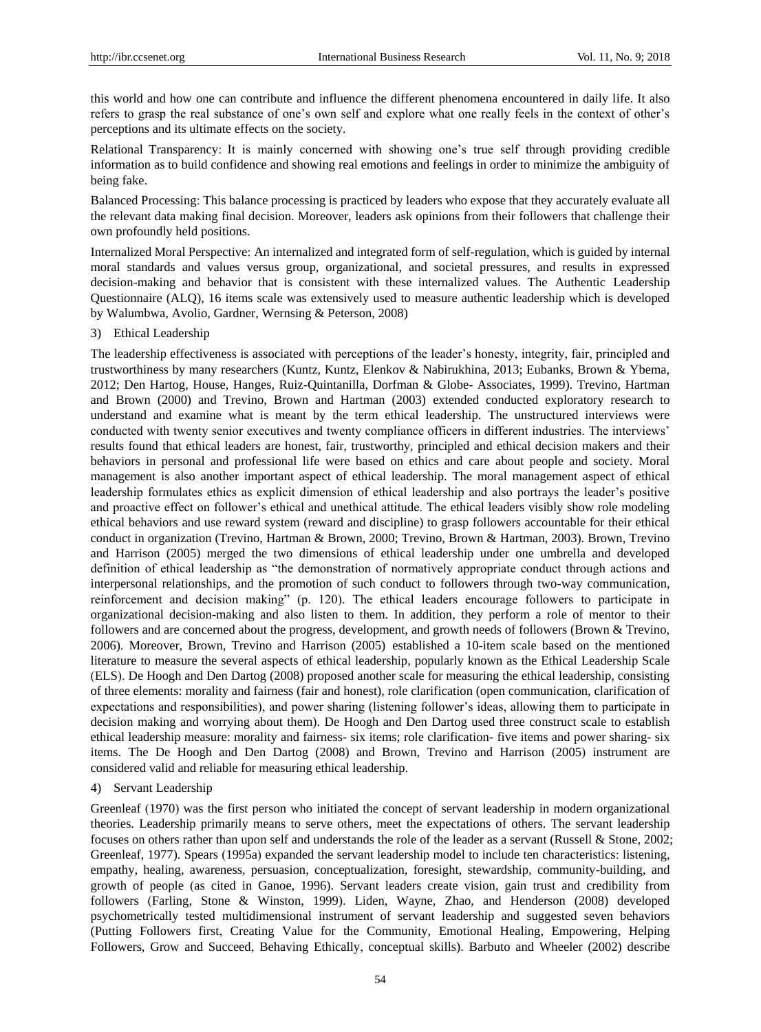this world and how one can contribute and influence the different phenomena encountered in daily life. It also refers to grasp the real substance of one's own self and explore what one really feels in the context of other's perceptions and its ultimate effects on the society.

Relational Transparency: It is mainly concerned with showing one's true self through providing credible information as to build confidence and showing real emotions and feelings in order to minimize the ambiguity of being fake.

Balanced Processing: This balance processing is practiced by leaders who expose that they accurately evaluate all the relevant data making final decision. Moreover, leaders ask opinions from their followers that challenge their own profoundly held positions.

Internalized Moral Perspective: An internalized and integrated form of self-regulation, which is guided by internal moral standards and values versus group, organizational, and societal pressures, and results in expressed decision-making and behavior that is consistent with these internalized values. The Authentic Leadership Questionnaire (ALQ), 16 items scale was extensively used to measure authentic leadership which is developed by Walumbwa, Avolio, Gardner, Wernsing & Peterson, 2008)

3) Ethical Leadership

The leadership effectiveness is associated with perceptions of the leader's honesty, integrity, fair, principled and trustworthiness by many researchers (Kuntz, Kuntz, Elenkov & Nabirukhina, 2013; Eubanks, Brown & Ybema, 2012; Den Hartog, House, Hanges, Ruiz-Quintanilla, Dorfman & Globe- Associates, 1999). Trevino, Hartman and Brown (2000) and Trevino, Brown and Hartman (2003) extended conducted exploratory research to understand and examine what is meant by the term ethical leadership. The unstructured interviews were conducted with twenty senior executives and twenty compliance officers in different industries. The interviews' results found that ethical leaders are honest, fair, trustworthy, principled and ethical decision makers and their behaviors in personal and professional life were based on ethics and care about people and society. Moral management is also another important aspect of ethical leadership. The moral management aspect of ethical leadership formulates ethics as explicit dimension of ethical leadership and also portrays the leader's positive and proactive effect on follower's ethical and unethical attitude. The ethical leaders visibly show role modeling ethical behaviors and use reward system (reward and discipline) to grasp followers accountable for their ethical conduct in organization (Trevino, Hartman & Brown, 2000; Trevino, Brown & Hartman, 2003). Brown, Trevino and Harrison (2005) merged the two dimensions of ethical leadership under one umbrella and developed definition of ethical leadership as "the demonstration of normatively appropriate conduct through actions and interpersonal relationships, and the promotion of such conduct to followers through two-way communication, reinforcement and decision making" (p. 120). The ethical leaders encourage followers to participate in organizational decision-making and also listen to them. In addition, they perform a role of mentor to their followers and are concerned about the progress, development, and growth needs of followers (Brown & Trevino, 2006). Moreover, Brown, Trevino and Harrison (2005) established a 10-item scale based on the mentioned literature to measure the several aspects of ethical leadership, popularly known as the Ethical Leadership Scale (ELS). De Hoogh and Den Dartog (2008) proposed another scale for measuring the ethical leadership, consisting of three elements: morality and fairness (fair and honest), role clarification (open communication, clarification of expectations and responsibilities), and power sharing (listening follower's ideas, allowing them to participate in decision making and worrying about them). De Hoogh and Den Dartog used three construct scale to establish ethical leadership measure: morality and fairness- six items; role clarification- five items and power sharing- six items. The De Hoogh and Den Dartog (2008) and Brown, Trevino and Harrison (2005) instrument are considered valid and reliable for measuring ethical leadership.

4) Servant Leadership

Greenleaf (1970) was the first person who initiated the concept of servant leadership in modern organizational theories. Leadership primarily means to serve others, meet the expectations of others. The servant leadership focuses on others rather than upon self and understands the role of the leader as a servant (Russell & Stone, 2002; Greenleaf, 1977). Spears (1995a) expanded the servant leadership model to include ten characteristics: listening, empathy, healing, awareness, persuasion, conceptualization, foresight, stewardship, community-building, and growth of people (as cited in Ganoe, 1996). Servant leaders create vision, gain trust and credibility from followers (Farling, Stone & Winston, 1999). Liden, Wayne, Zhao, and Henderson (2008) developed psychometrically tested multidimensional instrument of servant leadership and suggested seven behaviors (Putting Followers first, Creating Value for the Community, Emotional Healing, Empowering, Helping Followers, Grow and Succeed, Behaving Ethically, conceptual skills). Barbuto and Wheeler (2002) describe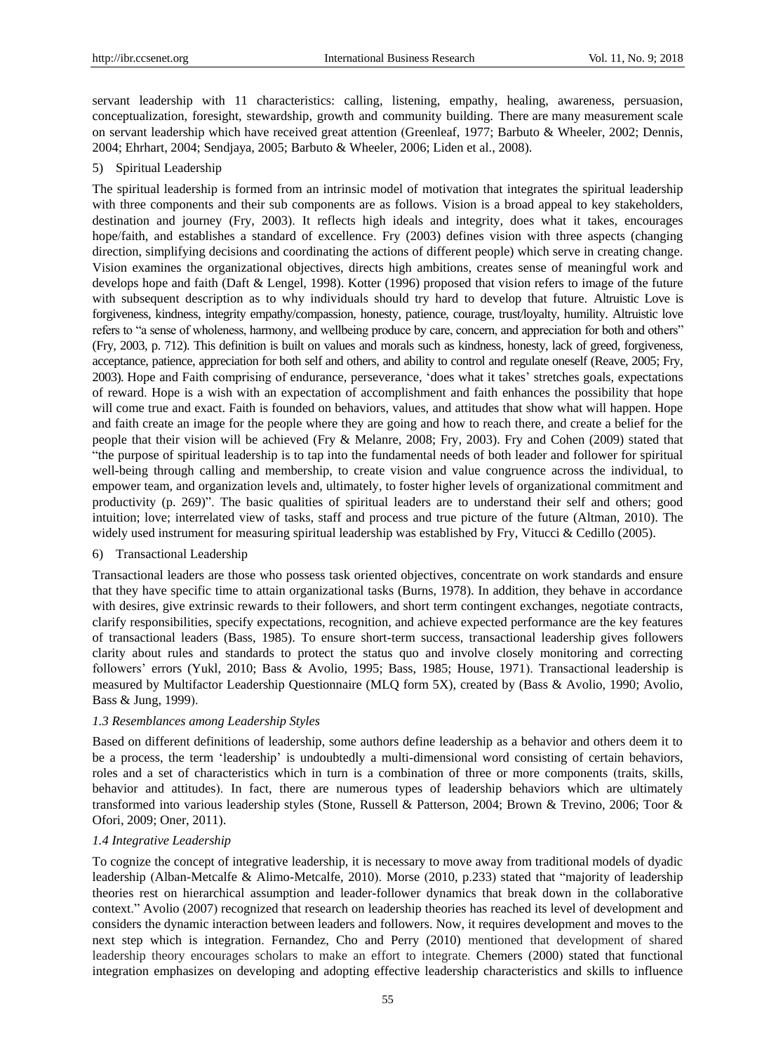servant leadership with 11 characteristics: calling, listening, empathy, healing, awareness, persuasion, conceptualization, foresight, stewardship, growth and community building. There are many measurement scale on servant leadership which have received great attention (Greenleaf, 1977; Barbuto & Wheeler, 2002; Dennis, 2004; Ehrhart, 2004; Sendjaya, 2005; Barbuto & Wheeler, 2006; Liden et al., 2008).

5) Spiritual Leadership

The spiritual leadership is formed from an intrinsic model of motivation that integrates the spiritual leadership with three components and their sub components are as follows. Vision is a broad appeal to key stakeholders, destination and journey (Fry, 2003). It reflects high ideals and integrity, does what it takes, encourages hope/faith, and establishes a standard of excellence. Fry (2003) defines vision with three aspects (changing direction, simplifying decisions and coordinating the actions of different people) which serve in creating change. Vision examines the organizational objectives, directs high ambitions, creates sense of meaningful work and develops hope and faith (Daft & Lengel, 1998). Kotter (1996) proposed that vision refers to image of the future with subsequent description as to why individuals should try hard to develop that future. Altruistic Love is forgiveness, kindness, integrity empathy/compassion, honesty, patience, courage, trust/loyalty, humility. Altruistic love refers to "a sense of wholeness, harmony, and wellbeing produce by care, concern, and appreciation for both and others" (Fry, 2003, p. 712). This definition is built on values and morals such as kindness, honesty, lack of greed, forgiveness, acceptance, patience, appreciation for both self and others, and ability to control and regulate oneself (Reave, 2005; Fry, 2003). Hope and Faith comprising of endurance, perseverance, 'does what it takes' stretches goals, expectations of reward. Hope is a wish with an expectation of accomplishment and faith enhances the possibility that hope will come true and exact. Faith is founded on behaviors, values, and attitudes that show what will happen. Hope and faith create an image for the people where they are going and how to reach there, and create a belief for the people that their vision will be achieved (Fry & Melanre, 2008; Fry, 2003). Fry and Cohen (2009) stated that "the purpose of spiritual leadership is to tap into the fundamental needs of both leader and follower for spiritual well-being through calling and membership, to create vision and value congruence across the individual, to empower team, and organization levels and, ultimately, to foster higher levels of organizational commitment and productivity (p. 269)". The basic qualities of spiritual leaders are to understand their self and others; good intuition; love; interrelated view of tasks, staff and process and true picture of the future (Altman, 2010). The widely used instrument for measuring spiritual leadership was established by Fry, Vitucci & Cedillo (2005).

6) Transactional Leadership

Transactional leaders are those who possess task oriented objectives, concentrate on work standards and ensure that they have specific time to attain organizational tasks (Burns, 1978). In addition, they behave in accordance with desires, give extrinsic rewards to their followers, and short term contingent exchanges, negotiate contracts, clarify responsibilities, specify expectations, recognition, and achieve expected performance are the key features of transactional leaders (Bass, 1985). To ensure short-term success, transactional leadership gives followers clarity about rules and standards to protect the status quo and involve closely monitoring and correcting followers' errors (Yukl, 2010; Bass & Avolio, 1995; Bass, 1985; House, 1971). Transactional leadership is measured by Multifactor Leadership Questionnaire (MLQ form 5X), created by (Bass & Avolio, 1990; Avolio, Bass & Jung, 1999).

### *1.3 Resemblances among Leadership Styles*

Based on different definitions of leadership, some authors define leadership as a behavior and others deem it to be a process, the term 'leadership' is undoubtedly a multi-dimensional word consisting of certain behaviors, roles and a set of characteristics which in turn is a combination of three or more components (traits, skills, behavior and attitudes). In fact, there are numerous types of leadership behaviors which are ultimately transformed into various leadership styles (Stone, Russell & Patterson, 2004; Brown & Trevino, 2006; Toor & Ofori, 2009; Oner, 2011).

### *1.4 Integrative Leadership*

To cognize the concept of integrative leadership, it is necessary to move away from traditional models of dyadic leadership (Alban-Metcalfe & Alimo-Metcalfe, 2010). Morse (2010, p.233) stated that "majority of leadership theories rest on hierarchical assumption and leader-follower dynamics that break down in the collaborative context." Avolio (2007) recognized that research on leadership theories has reached its level of development and considers the dynamic interaction between leaders and followers. Now, it requires development and moves to the next step which is integration. Fernandez, Cho and Perry (2010) mentioned that development of shared leadership theory encourages scholars to make an effort to integrate. Chemers (2000) stated that functional integration emphasizes on developing and adopting effective leadership characteristics and skills to influence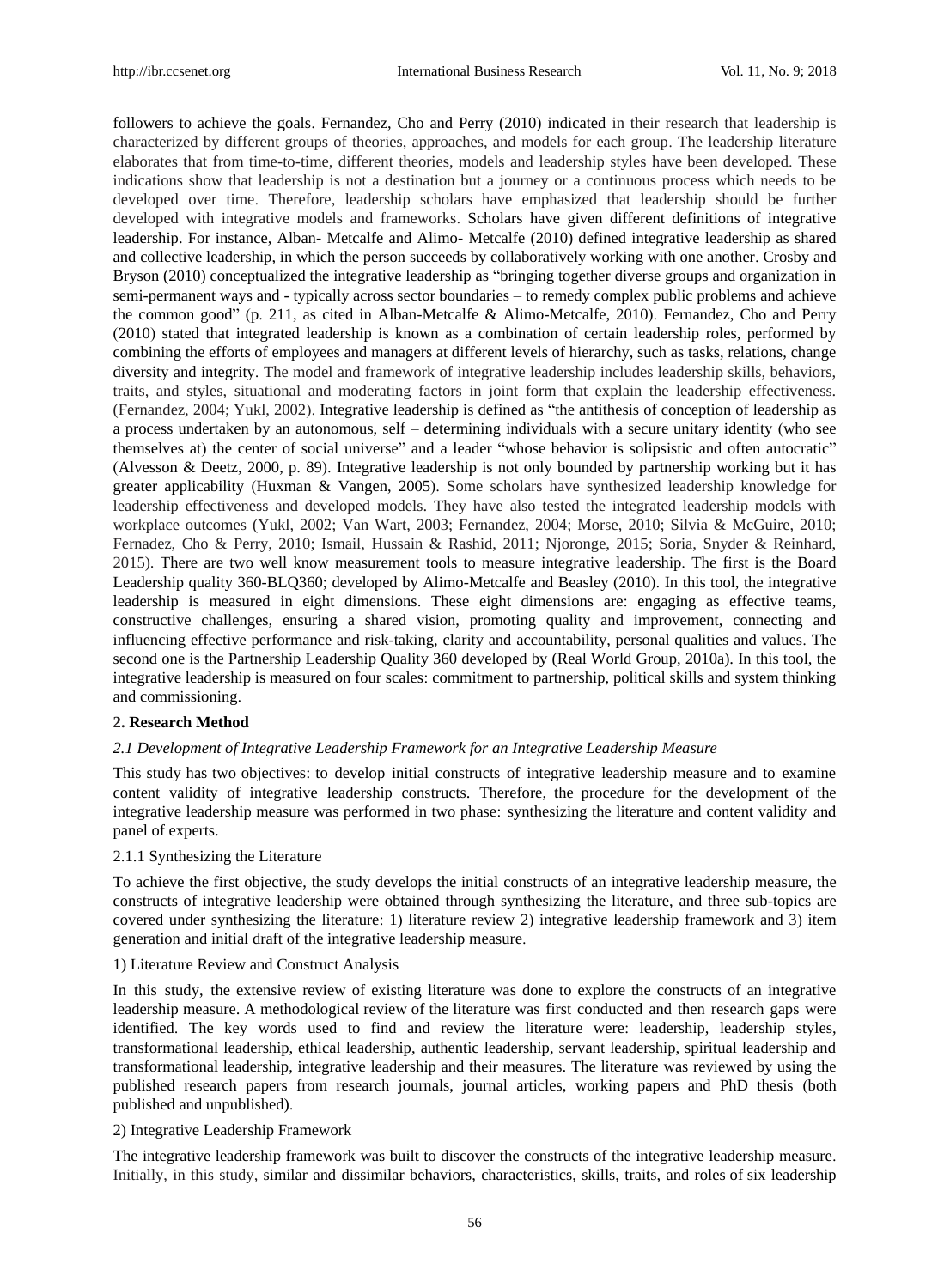followers to achieve the goals. Fernandez, Cho and Perry (2010) indicated in their research that leadership is characterized by different groups of theories, approaches, and models for each group. The leadership literature elaborates that from time-to-time, different theories, models and leadership styles have been developed. These indications show that leadership is not a destination but a journey or a continuous process which needs to be developed over time. Therefore, leadership scholars have emphasized that leadership should be further developed with integrative models and frameworks. Scholars have given different definitions of integrative leadership. For instance, Alban- Metcalfe and Alimo- Metcalfe (2010) defined integrative leadership as shared and collective leadership, in which the person succeeds by collaboratively working with one another. Crosby and Bryson (2010) conceptualized the integrative leadership as "bringing together diverse groups and organization in semi-permanent ways and - typically across sector boundaries – to remedy complex public problems and achieve the common good" (p. 211, as cited in Alban-Metcalfe & Alimo-Metcalfe, 2010). Fernandez, Cho and Perry (2010) stated that integrated leadership is known as a combination of certain leadership roles, performed by combining the efforts of employees and managers at different levels of hierarchy, such as tasks, relations, change diversity and integrity. The model and framework of integrative leadership includes leadership skills, behaviors, traits, and styles, situational and moderating factors in joint form that explain the leadership effectiveness. (Fernandez, 2004; Yukl, 2002). Integrative leadership is defined as "the antithesis of conception of leadership as a process undertaken by an autonomous, self – determining individuals with a secure unitary identity (who see themselves at) the center of social universe" and a leader "whose behavior is solipsistic and often autocratic" (Alvesson & Deetz, 2000, p. 89). Integrative leadership is not only bounded by partnership working but it has greater applicability (Huxman & Vangen, 2005). Some scholars have synthesized leadership knowledge for leadership effectiveness and developed models. They have also tested the integrated leadership models with workplace outcomes (Yukl, 2002; Van Wart, 2003; Fernandez, 2004; Morse, 2010; Silvia & McGuire, 2010; Fernadez, Cho & Perry, 2010; Ismail, Hussain & Rashid, 2011; Njoronge, 2015; Soria, Snyder & Reinhard, 2015). There are two well know measurement tools to measure integrative leadership. The first is the Board Leadership quality 360-BLQ360; developed by Alimo-Metcalfe and Beasley (2010). In this tool, the integrative leadership is measured in eight dimensions. These eight dimensions are: engaging as effective teams, constructive challenges, ensuring a shared vision, promoting quality and improvement, connecting and influencing effective performance and risk-taking, clarity and accountability, personal qualities and values. The second one is the Partnership Leadership Quality 360 developed by (Real World Group, 2010a). In this tool, the integrative leadership is measured on four scales: commitment to partnership, political skills and system thinking and commissioning.

## 2. Research Method

### *2.1 Development of Integrative Leadership Framework for an Integrative Leadership Measure*

This study has two objectives: to develop initial constructs of integrative leadership measure and to examine content validity of integrative leadership constructs. Therefore, the procedure for the development of the integrative leadership measure was performed in two phase: synthesizing the literature and content validity and panel of experts.

#### 2.1.1 Synthesizing the Literature

To achieve the first objective, the study develops the initial constructs of an integrative leadership measure, the constructs of integrative leadership were obtained through synthesizing the literature, and three sub-topics are covered under synthesizing the literature: 1) literature review 2) integrative leadership framework and 3) item generation and initial draft of the integrative leadership measure.

1) Literature Review and Construct Analysis

In this study, the extensive review of existing literature was done to explore the constructs of an integrative leadership measure. A methodological review of the literature was first conducted and then research gaps were identified. The key words used to find and review the literature were: leadership, leadership styles, transformational leadership, ethical leadership, authentic leadership, servant leadership, spiritual leadership and transformational leadership, integrative leadership and their measures. The literature was reviewed by using the published research papers from research journals, journal articles, working papers and PhD thesis (both published and unpublished).

2) Integrative Leadership Framework

The integrative leadership framework was built to discover the constructs of the integrative leadership measure. Initially, in this study, similar and dissimilar behaviors, characteristics, skills, traits, and roles of six leadership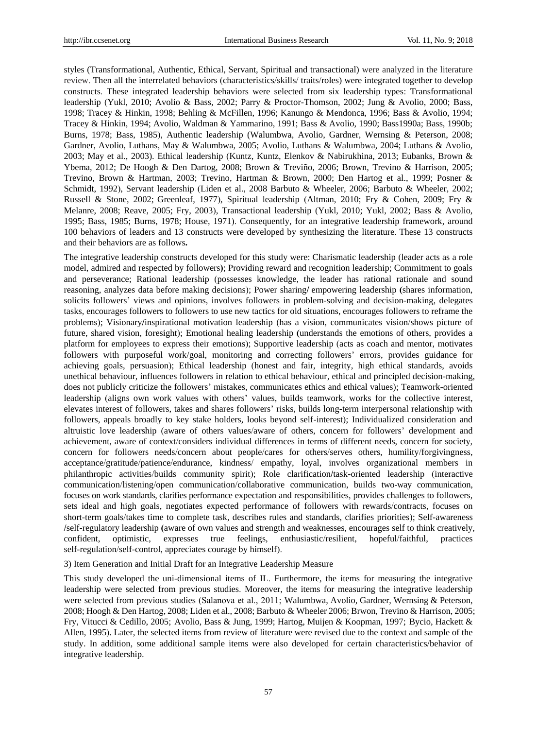styles (Transformational, Authentic, Ethical, Servant, Spiritual and transactional) were analyzed in the literature review. Then all the interrelated behaviors (characteristics/skills/ traits/roles) were integrated together to develop constructs. These integrated leadership behaviors were selected from six leadership types: Transformational leadership (Yukl, 2010; Avolio & Bass, 2002; Parry & Proctor-Thomson, 2002; Jung & Avolio, 2000; Bass, 1998; Tracey & Hinkin, 1998; Behling & McFillen, 1996; Kanungo & Mendonca, 1996; Bass & Avolio, 1994; Tracey & Hinkin, 1994; Avolio, Waldman & Yammarino, 1991; Bass & Avolio, 1990; Bass1990a; Bass, 1990b; Burns, 1978; Bass, 1985), Authentic leadership (Walumbwa, Avolio, Gardner, Wernsing & Peterson, 2008; Gardner, Avolio, Luthans, May & Walumbwa, 2005; Avolio, Luthans & Walumbwa, 2004; Luthans & Avolio, 2003; May et al., 2003). Ethical leadership (Kuntz, Kuntz, Elenkov & Nabirukhina, 2013; Eubanks, Brown & Ybema, 2012; De Hoogh & Den Dartog, 2008; Brown & Treviño, 2006; Brown, Trevino & Harrison, 2005; Trevino, Brown & Hartman, 2003; Trevino, Hartman & Brown, 2000; Den Hartog et al., 1999; Posner & Schmidt, 1992), Servant leadership (Liden et al., 2008 Barbuto & Wheeler, 2006; Barbuto & Wheeler, 2002; Russell & Stone, 2002; Greenleaf, 1977), Spiritual leadership (Altman, 2010; Fry & Cohen, 2009; Fry & Melanre, 2008; Reave, 2005; Fry, 2003), Transactional leadership (Yukl, 2010; Yukl, 2002; Bass & Avolio, 1995; Bass, 1985; Burns, 1978; House, 1971). Consequently, for an integrative leadership framework, around 100 behaviors of leaders and 13 constructs were developed by synthesizing the literature. These 13 constructs and their behaviors are as follows**.**

The integrative leadership constructs developed for this study were: Charismatic leadership (leader acts as a role model, admired and respected by followers**)**; Providing reward and recognition leadership; Commitment to goals and perseverance; Rational leadership (possesses knowledge, the leader has rational rationale and sound reasoning, analyzes data before making decisions); Power sharing**/** empowering leadership **(**shares information, solicits followers' views and opinions, involves followers in problem-solving and decision-making, delegates tasks, encourages followers to followers to use new tactics for old situations, encourages followers to reframe the problems); Visionary**/**inspirational motivation leadership (has a vision, communicates vision/shows picture of future, shared vision, foresight); Emotional healing leadership **(**understands the emotions of others, provides a platform for employees to express their emotions); Supportive leadership (acts as coach and mentor, motivates followers with purposeful work/goal, monitoring and correcting followers' errors, provides guidance for achieving goals, persuasion); Ethical leadership (honest and fair, integrity, high ethical standards, avoids unethical behaviour, influences followers in relation to ethical behaviour, ethical and principled decision-making, does not publicly criticize the followers' mistakes, communicates ethics and ethical values); Teamwork-oriented leadership (aligns own work values with others' values, builds teamwork, works for the collective interest, elevates interest of followers, takes and shares followers' risks, builds long-term interpersonal relationship with followers, appeals broadly to key stake holders, looks beyond self-interest); Individualized consideration and altruistic love leadership (aware of others values/aware of others, concern for followers' development and achievement, aware of context/considers individual differences in terms of different needs, concern for society, concern for followers needs/concern about people/cares for others/serves others, humility/forgivingness, acceptance/gratitude/patience/endurance, kindness/ empathy, loyal, involves organizational members in philanthropic activities/builds community spirit); Role clarification**/**task-oriented leadership (interactive communication/listening/open communication/collaborative communication, builds two-way communication, focuses on work standards, clarifies performance expectation and responsibilities, provides challenges to followers, sets ideal and high goals, negotiates expected performance of followers with rewards/contracts, focuses on short-term goals/takes time to complete task, describes rules and standards, clarifies priorities); Self-awareness **/**self-regulatory leadership **(**aware of own values and strength and weaknesses, encourages self to think creatively, confident, optimistic, expresses true feelings, enthusiastic/resilient, hopeful/faithful, practices self-regulation/self-control, appreciates courage by himself).

3) Item Generation and Initial Draft for an Integrative Leadership Measure

This study developed the uni-dimensional items of IL. Furthermore, the items for measuring the integrative leadership were selected from previous studies. Moreover, the items for measuring the integrative leadership were selected from previous studies (Salanova et al., 2011; Walumbwa, Avolio, Gardner, Wernsing & Peterson, 2008; Hoogh & Den Hartog, 2008; Liden et al., 2008; Barbuto & Wheeler 2006; Brwon, Trevino & Harrison, 2005; Fry, Vitucci & Cedillo, 2005; Avolio, Bass & Jung, 1999; Hartog, Muijen & Koopman, 1997; Bycio, Hackett & Allen, 1995). Later, the selected items from review of literature were revised due to the context and sample of the study. In addition, some additional sample items were also developed for certain characteristics/behavior of integrative leadership.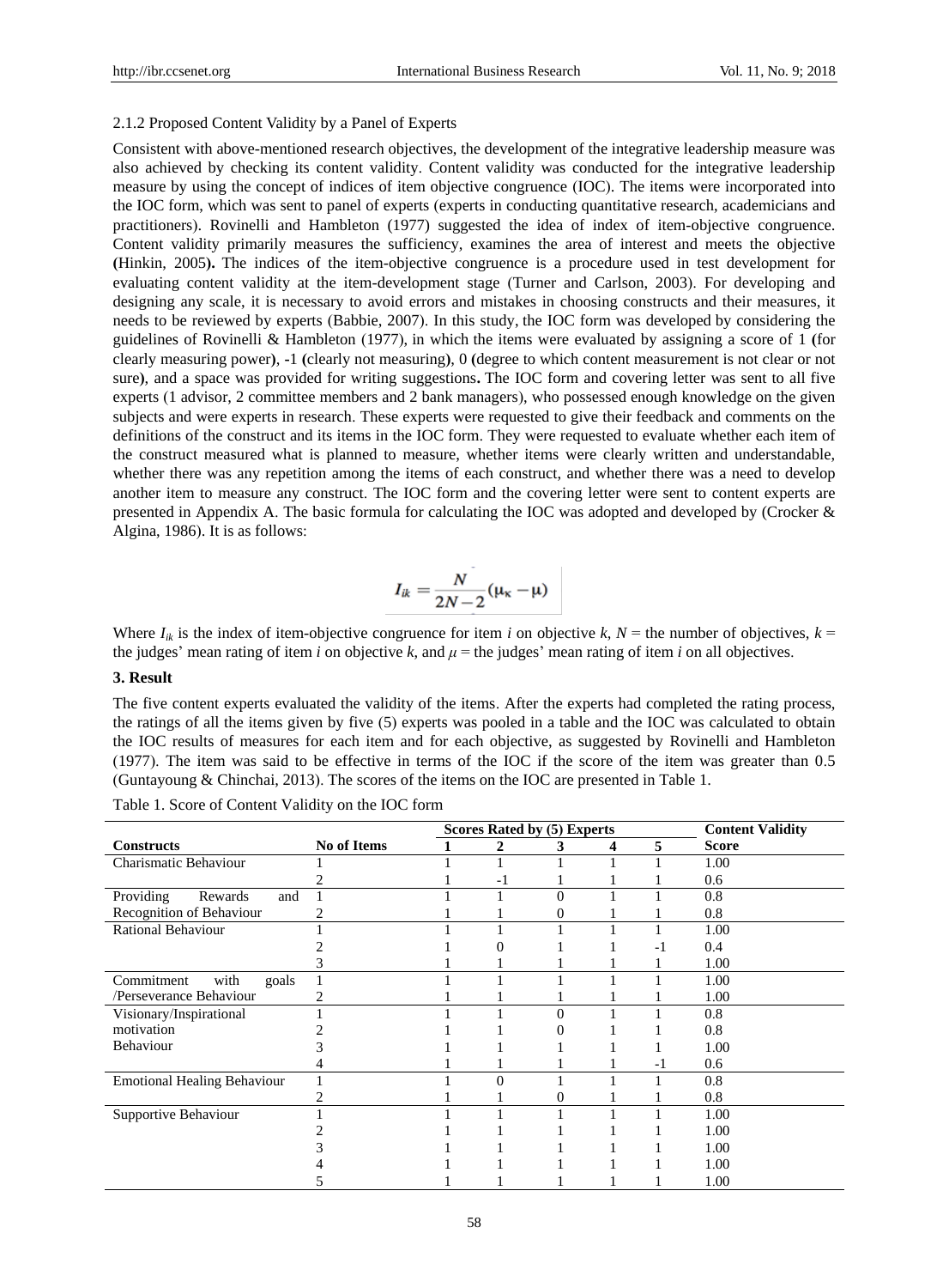2.1.2 Proposed Content Validity by a Panel of Experts

Consistent with above-mentioned research objectives, the development of the integrative leadership measure was also achieved by checking its content validity. Content validity was conducted for the integrative leadership measure by using the concept of indices of item objective congruence (IOC). The items were incorporated into the IOC form, which was sent to panel of experts (experts in conducting quantitative research, academicians and practitioners). Rovinelli and Hambleton (1977) suggested the idea of index of item-objective congruence. Content validity primarily measures the sufficiency, examines the area of interest and meets the objective **(**Hinkin, 2005**).** The indices of the item-objective congruence is a procedure used in test development for evaluating content validity at the item-development stage (Turner and Carlson, 2003). For developing and designing any scale, it is necessary to avoid errors and mistakes in choosing constructs and their measures, it needs to be reviewed by experts (Babbie, 2007). In this study, the IOC form was developed by considering the guidelines of Rovinelli & Hambleton (1977), in which the items were evaluated by assigning a score of 1 **(**for clearly measuring power**)**, -1 **(**clearly not measuring**)**, 0 **(**degree to which content measurement is not clear or not sure**)**, and a space was provided for writing suggestions**.** The IOC form and covering letter was sent to all five experts (1 advisor, 2 committee members and 2 bank managers), who possessed enough knowledge on the given subjects and were experts in research. These experts were requested to give their feedback and comments on the definitions of the construct and its items in the IOC form. They were requested to evaluate whether each item of the construct measured what is planned to measure, whether items were clearly written and understandable, whether there was any repetition among the items of each construct, and whether there was a need to develop another item to measure any construct. The IOC form and the covering letter were sent to content experts are presented in Appendix A. The basic formula for calculating the IOC was adopted and developed by (Crocker & Algina, 1986). It is as follows:

$$I_{ik} = \frac{N}{2N-2}(\mu_K - \mu)$$

Where $I_{ik}$ is the index of item-objective congruence for item *i* on objective *k*, *N* = the number of objectives, *k* = the judges' mean rating of item *i* on objective *k*, and $\mu$ = the judges' mean rating of item *i* on all objectives.

### 3. Result

The five content experts evaluated the validity of the items. After the experts had completed the rating process, the ratings of all the items given by five (5) experts was pooled in a table and the IOC was calculated to obtain the IOC results of measures for each item and for each objective, as suggested by Rovinelli and Hambleton (1977). The item was said to be effective in terms of the IOC if the score of the item was greater than 0.5 (Guntayoung & Chinchai, 2013). The scores of the items on the IOC are presented in Table 1.

Table 1. Score of Content Validity on the IOC form

| | | Scores Rated by (5) Experts | | | | | Content Validity |
|---|---|---|---|---|---|---|---|
| **Constructs** | **No of Items** | **1** | **2** | **3** | **4** | **5** | **Score** |
| Charismatic Behaviour | 1 | 1 | 1 | 1 | 1 | 1 | 1.00 |
| | 2 | 1 | -1 | 1 | 1 | 1 | 0.6 |
| Providing Rewards and Recognition of Behaviour | 1 | 1 | 1 | 0 | 1 | 1 | 0.8 |
| | 2 | 1 | 1 | 0 | 1 | 1 | 0.8 |
| Rational Behaviour | 1 | 1 | 1 | 1 | 1 | 1 | 1.00 |
| | 2 | 1 | 0 | 1 | 1 | -1 | 0.4 |
| | 3 | 1 | 1 | 1 | 1 | 1 | 1.00 |
| Commitment with goals /Perseverance Behaviour | 1 | 1 | 1 | 1 | 1 | 1 | 1.00 |
| | 2 | 1 | 1 | 1 | 1 | 1 | 1.00 |
| Visionary/Inspirational motivation Behaviour | 1 | 1 | 1 | 0 | 1 | 1 | 0.8 |
| | 2 | 1 | 1 | 0 | 1 | 1 | 0.8 |
| | 3 | 1 | 1 | 1 | 1 | 1 | 1.00 |
| | 4 | 1 | 1 | 1 | 1 | -1 | 0.6 |
| Emotional Healing Behaviour | 1 | 1 | 0 | 1 | 1 | 1 | 0.8 |
| | 2 | 1 | 1 | 0 | 1 | 1 | 0.8 |
| Supportive Behaviour | 1 | 1 | 1 | 1 | 1 | 1 | 1.00 |
| | 2 | 1 | 1 | 1 | 1 | 1 | 1.00 |
| | 3 | 1 | 1 | 1 | 1 | 1 | 1.00 |
| | 4 | 1 | 1 | 1 | 1 | 1 | 1.00 |
| | 5 | 1 | 1 | 1 | 1 | 1 | 1.00 |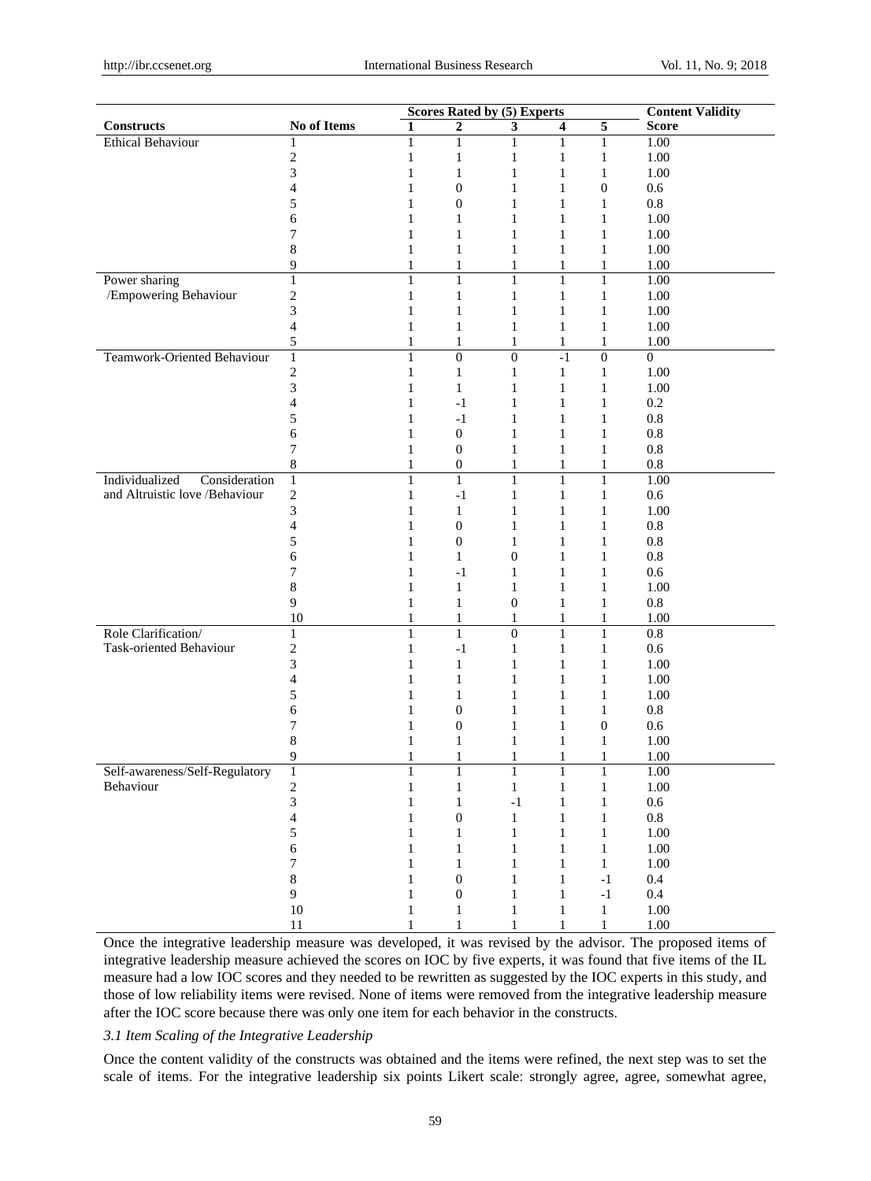| Constructs | No of Items | Scores Rated by (5) Experts | | | | | Content Validity Score |
|---|---|---|---|---|---|---|---|
| | | 1 | 2 | 3 | 4 | 5 | |
| Ethical Behaviour | 1 | 1 | 1 | 1 | 1 | 1 | 1.00 |
| | 2 | 1 | 1 | 1 | 1 | 1 | 1.00 |
| | 3 | 1 | 1 | 1 | 1 | 1 | 1.00 |
| | 4 | 1 | 0 | 1 | 1 | 0 | 0.6 |
| | 5 | 1 | 0 | 1 | 1 | 1 | 0.8 |
| | 6 | 1 | 1 | 1 | 1 | 1 | 1.00 |
| | 7 | 1 | 1 | 1 | 1 | 1 | 1.00 |
| | 8 | 1 | 1 | 1 | 1 | 1 | 1.00 |
| | 9 | 1 | 1 | 1 | 1 | 1 | 1.00 |
| Power sharing /Empowering Behaviour | 1 | 1 | 1 | 1 | 1 | 1 | 1.00 |
| | 2 | 1 | 1 | 1 | 1 | 1 | 1.00 |
| | 3 | 1 | 1 | 1 | 1 | 1 | 1.00 |
| | 4 | 1 | 1 | 1 | 1 | 1 | 1.00 |
| | 5 | 1 | 1 | 1 | 1 | 1 | 1.00 |
| Teamwork-Oriented Behaviour | 1 | 1 | 0 | 0 | -1 | 0 | 0 |
| | 2 | 1 | 1 | 1 | 1 | 1 | 1.00 |
| | 3 | 1 | 1 | 1 | 1 | 1 | 1.00 |
| | 4 | 1 | -1 | 1 | 1 | 1 | 0.2 |
| | 5 | 1 | -1 | 1 | 1 | 1 | 0.8 |
| | 6 | 1 | 0 | 1 | 1 | 1 | 0.8 |
| | 7 | 1 | 0 | 1 | 1 | 1 | 0.8 |
| | 8 | 1 | 0 | 1 | 1 | 1 | 0.8 |
| Individualized Consideration and Altruistic love /Behaviour | 1 | 1 | 1 | 1 | 1 | 1 | 1.00 |
| | 2 | 1 | -1 | 1 | 1 | 1 | 0.6 |
| | 3 | 1 | 1 | 1 | 1 | 1 | 1.00 |
| | 4 | 1 | 0 | 1 | 1 | 1 | 0.8 |
| | 5 | 1 | 0 | 1 | 1 | 1 | 0.8 |
| | 6 | 1 | 1 | 0 | 1 | 1 | 0.8 |
| | 7 | 1 | -1 | 1 | 1 | 1 | 0.6 |
| | 8 | 1 | 1 | 1 | 1 | 1 | 1.00 |
| | 9 | 1 | 1 | 0 | 1 | 1 | 0.8 |
| | 10 | 1 | 1 | 1 | 1 | 1 | 1.00 |
| Role Clarification/ Task-oriented Behaviour | 1 | 1 | 1 | 0 | 1 | 1 | 0.8 |
| | 2 | 1 | -1 | 1 | 1 | 1 | 0.6 |
| | 3 | 1 | 1 | 1 | 1 | 1 | 1.00 |
| | 4 | 1 | 1 | 1 | 1 | 1 | 1.00 |
| | 5 | 1 | 1 | 1 | 1 | 1 | 1.00 |
| | 6 | 1 | 0 | 1 | 1 | 1 | 0.8 |
| | 7 | 1 | 0 | 1 | 1 | 0 | 0.6 |
| | 8 | 1 | 1 | 1 | 1 | 1 | 1.00 |
| | 9 | 1 | 1 | 1 | 1 | 1 | 1.00 |
| Self-awareness/Self-Regulatory Behaviour | 1 | 1 | 1 | 1 | 1 | 1 | 1.00 |
| | 2 | 1 | 1 | 1 | 1 | 1 | 1.00 |
| | 3 | 1 | 1 | -1 | 1 | 1 | 0.6 |
| | 4 | 1 | 0 | 1 | 1 | 1 | 0.8 |
| | 5 | 1 | 1 | 1 | 1 | 1 | 1.00 |
| | 6 | 1 | 1 | 1 | 1 | 1 | 1.00 |
| | 7 | 1 | 1 | 1 | 1 | 1 | 1.00 |
| | 8 | 1 | 0 | 1 | 1 | -1 | 0.4 |
| | 9 | 1 | 0 | 1 | 1 | -1 | 0.4 |
| | 10 | 1 | 1 | 1 | 1 | 1 | 1.00 |
| | 11 | 1 | 1 | 1 | 1 | 1 | 1.00 |

Once the integrative leadership measure was developed, it was revised by the advisor. The proposed items of integrative leadership measure achieved the scores on IOC by five experts, it was found that five items of the IL measure had a low IOC scores and they needed to be rewritten as suggested by the IOC experts in this study, and those of low reliability items were revised. None of items were removed from the integrative leadership measure after the IOC score because there was only one item for each behavior in the constructs.

*3.1 Item Scaling of the Integrative Leadership*

Once the content validity of the constructs was obtained and the items were refined, the next step was to set the scale of items. For the integrative leadership six points Likert scale: strongly agree, agree, somewhat agree,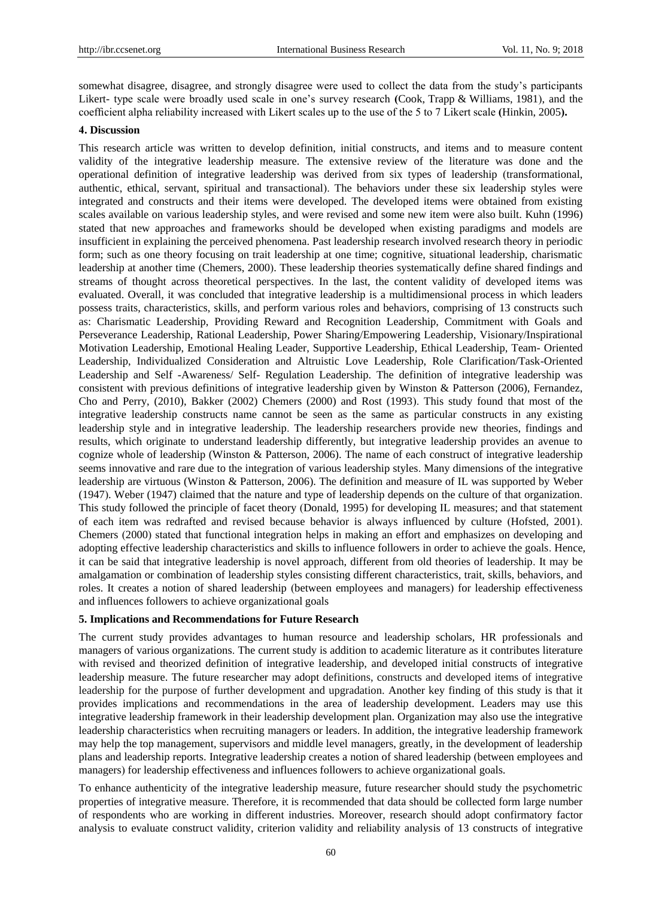somewhat disagree, disagree, and strongly disagree were used to collect the data from the study's participants Likert- type scale were broadly used scale in one's survey research (Cook, Trapp & Williams, 1981), and the coefficient alpha reliability increased with Likert scales up to the use of the 5 to 7 Likert scale (Hinkin, 2005).

## 4. Discussion

This research article was written to develop definition, initial constructs, and items and to measure content validity of the integrative leadership measure. The extensive review of the literature was done and the operational definition of integrative leadership was derived from six types of leadership (transformational, authentic, ethical, servant, spiritual and transactional). The behaviors under these six leadership styles were integrated and constructs and their items were developed. The developed items were obtained from existing scales available on various leadership styles, and were revised and some new item were also built. Kuhn (1996) stated that new approaches and frameworks should be developed when existing paradigms and models are insufficient in explaining the perceived phenomena. Past leadership research involved research theory in periodic form; such as one theory focusing on trait leadership at one time; cognitive, situational leadership, charismatic leadership at another time (Chemers, 2000). These leadership theories systematically define shared findings and streams of thought across theoretical perspectives. In the last, the content validity of developed items was evaluated. Overall, it was concluded that integrative leadership is a multidimensional process in which leaders possess traits, characteristics, skills, and perform various roles and behaviors, comprising of 13 constructs such as: Charismatic Leadership, Providing Reward and Recognition Leadership, Commitment with Goals and Perseverance Leadership, Rational Leadership, Power Sharing/Empowering Leadership, Visionary/Inspirational Motivation Leadership, Emotional Healing Leader, Supportive Leadership, Ethical Leadership, Team- Oriented Leadership, Individualized Consideration and Altruistic Love Leadership, Role Clarification/Task-Oriented Leadership and Self -Awareness/ Self- Regulation Leadership. The definition of integrative leadership was consistent with previous definitions of integrative leadership given by Winston & Patterson (2006), Fernandez, Cho and Perry, (2010), Bakker (2002) Chemers (2000) and Rost (1993). This study found that most of the integrative leadership constructs name cannot be seen as the same as particular constructs in any existing leadership style and in integrative leadership. The leadership researchers provide new theories, findings and results, which originate to understand leadership differently, but integrative leadership provides an avenue to cognize whole of leadership (Winston & Patterson, 2006). The name of each construct of integrative leadership seems innovative and rare due to the integration of various leadership styles. Many dimensions of the integrative leadership are virtuous (Winston & Patterson, 2006). The definition and measure of IL was supported by Weber (1947). Weber (1947) claimed that the nature and type of leadership depends on the culture of that organization. This study followed the principle of facet theory (Donald, 1995) for developing IL measures; and that statement of each item was redrafted and revised because behavior is always influenced by culture (Hofsted, 2001). Chemers (2000) stated that functional integration helps in making an effort and emphasizes on developing and adopting effective leadership characteristics and skills to influence followers in order to achieve the goals. Hence, it can be said that integrative leadership is novel approach, different from old theories of leadership. It may be amalgamation or combination of leadership styles consisting different characteristics, trait, skills, behaviors, and roles. It creates a notion of shared leadership (between employees and managers) for leadership effectiveness and influences followers to achieve organizational goals

## 5. Implications and Recommendations for Future Research

The current study provides advantages to human resource and leadership scholars, HR professionals and managers of various organizations. The current study is addition to academic literature as it contributes literature with revised and theorized definition of integrative leadership, and developed initial constructs of integrative leadership measure. The future researcher may adopt definitions, constructs and developed items of integrative leadership for the purpose of further development and upgradation. Another key finding of this study is that it provides implications and recommendations in the area of leadership development. Leaders may use this integrative leadership framework in their leadership development plan. Organization may also use the integrative leadership characteristics when recruiting managers or leaders. In addition, the integrative leadership framework may help the top management, supervisors and middle level managers, greatly, in the development of leadership plans and leadership reports. Integrative leadership creates a notion of shared leadership (between employees and managers) for leadership effectiveness and influences followers to achieve organizational goals.

To enhance authenticity of the integrative leadership measure, future researcher should study the psychometric properties of integrative measure. Therefore, it is recommended that data should be collected form large number of respondents who are working in different industries. Moreover, research should adopt confirmatory factor analysis to evaluate construct validity, criterion validity and reliability analysis of 13 constructs of integrative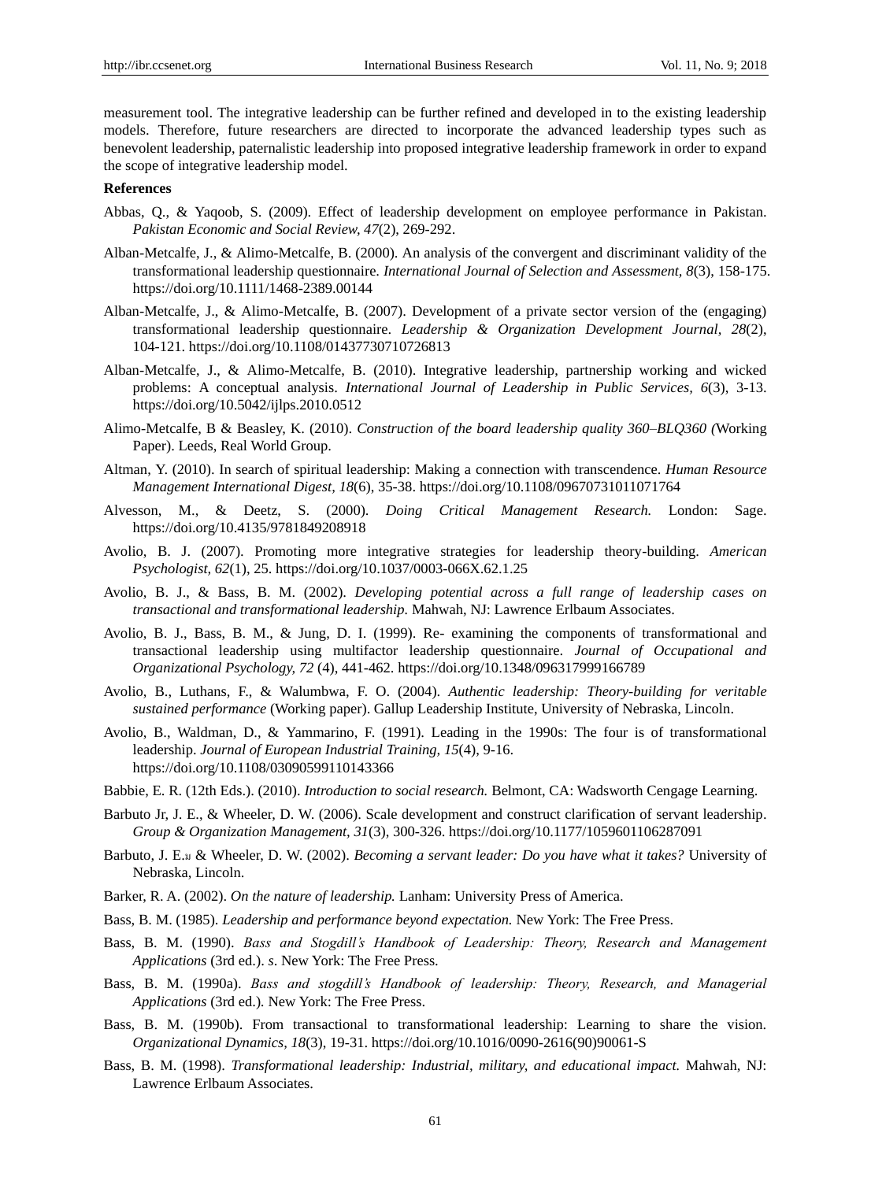measurement tool. The integrative leadership can be further refined and developed in to the existing leadership models. Therefore, future researchers are directed to incorporate the advanced leadership types such as benevolent leadership, paternalistic leadership into proposed integrative leadership framework in order to expand the scope of integrative leadership model.

**References**

Abbas, Q., & Yaqoob, S. (2009). Effect of leadership development on employee performance in Pakistan. *Pakistan Economic and Social Review, 47*(2), 269-292.

Alban-Metcalfe, J., & Alimo-Metcalfe, B. (2000). An analysis of the convergent and discriminant validity of the transformational leadership questionnaire. *International Journal of Selection and Assessment, 8*(3), 158-175. https://doi.org/10.1111/1468-2389.00144

Alban-Metcalfe, J., & Alimo-Metcalfe, B. (2007). Development of a private sector version of the (engaging) transformational leadership questionnaire. *Leadership & Organization Development Journal, 28*(2), 104-121. https://doi.org/10.1108/01437730710726813

Alban-Metcalfe, J., & Alimo-Metcalfe, B. (2010). Integrative leadership, partnership working and wicked problems: A conceptual analysis. *International Journal of Leadership in Public Services, 6*(3), 3-13. https://doi.org/10.5042/ijlps.2010.0512

Alimo-Metcalfe, B & Beasley, K. (2010). *Construction of the board leadership quality 360–BLQ360 (*Working Paper). Leeds, Real World Group.

Altman, Y. (2010). In search of spiritual leadership: Making a connection with transcendence. *Human Resource Management International Digest, 18*(6), 35-38. https://doi.org/10.1108/09670731011071764

Alvesson, M., & Deetz, S. (2000). *Doing Critical Management Research.* London: Sage. https://doi.org/10.4135/9781849208918

Avolio, B. J. (2007). Promoting more integrative strategies for leadership theory-building. *American Psychologist, 62*(1), 25. https://doi.org/10.1037/0003-066X.62.1.25

Avolio, B. J., & Bass, B. M. (2002). *Developing potential across a full range of leadership cases on transactional and transformational leadership.* Mahwah, NJ: Lawrence Erlbaum Associates.

Avolio, B. J., Bass, B. M., & Jung, D. I. (1999). Re- examining the components of transformational and transactional leadership using multifactor leadership questionnaire. *Journal of Occupational and Organizational Psychology, 72* (4), 441-462. https://doi.org/10.1348/096317999166789

Avolio, B., Luthans, F., & Walumbwa, F. O. (2004). *Authentic leadership: Theory-building for veritable sustained performance* (Working paper). Gallup Leadership Institute, University of Nebraska, Lincoln.

Avolio, B., Waldman, D., & Yammarino, F. (1991). Leading in the 1990s: The four is of transformational leadership. *Journal of European Industrial Training, 15*(4), 9-16. https://doi.org/10.1108/03090599110143366

Babbie, E. R. (12th Eds.). (2010). *Introduction to social research.* Belmont, CA: Wadsworth Cengage Learning.

Barbuto Jr, J. E., & Wheeler, D. W. (2006). Scale development and construct clarification of servant leadership. *Group & Organization Management, 31*(3), 300-326. https://doi.org/10.1177/1059601106287091

Barbuto, J. E.,Jr & Wheeler, D. W. (2002). *Becoming a servant leader: Do you have what it takes?* University of Nebraska, Lincoln.

Barker, R. A. (2002). *On the nature of leadership.* Lanham: University Press of America.

Bass, B. M. (1985). *Leadership and performance beyond expectation.* New York: The Free Press.

Bass, B. M. (1990). *Bass and Stogdill's Handbook of Leadership: Theory, Research and Management Applications* (3rd ed.). *s*. New York: The Free Press.

Bass, B. M. (1990a). *Bass and stogdill's Handbook of leadership: Theory, Research, and Managerial Applications* (3rd ed.)*.* New York: The Free Press.

Bass, B. M. (1990b). From transactional to transformational leadership: Learning to share the vision. *Organizational Dynamics, 18*(3), 19-31. https://doi.org/10.1016/0090-2616(90)90061-S

Bass, B. M. (1998). *Transformational leadership: Industrial, military, and educational impact.* Mahwah, NJ: Lawrence Erlbaum Associates.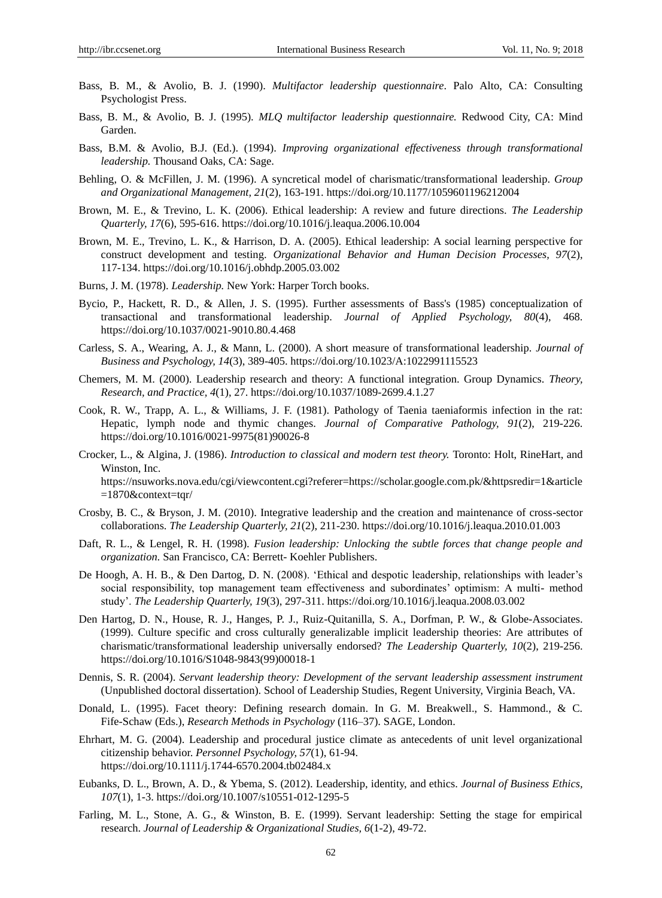Bass, B. M., & Avolio, B. J. (1990). *Multifactor leadership questionnaire*. Palo Alto, CA: Consulting Psychologist Press.

Bass, B. M., & Avolio, B. J. (1995). *MLQ multifactor leadership questionnaire.* Redwood City, CA: Mind Garden.

Bass, B.M. & Avolio, B.J. (Ed.). (1994). *Improving organizational effectiveness through transformational leadership.* Thousand Oaks, CA: Sage.

Behling, O. & McFillen, J. M. (1996). A syncretical model of charismatic/transformational leadership. *Group and Organizational Management, 21*(2), 163-191. https://doi.org/10.1177/1059601196212004

Brown, M. E., & Trevino, L. K. (2006). Ethical leadership: A review and future directions. *The Leadership Quarterly, 17*(6), 595-616. https://doi.org/10.1016/j.leaqua.2006.10.004

Brown, M. E., Trevino, L. K., & Harrison, D. A. (2005). Ethical leadership: A social learning perspective for construct development and testing. *Organizational Behavior and Human Decision Processes, 97*(2), 117-134. https://doi.org/10.1016/j.obhdp.2005.03.002

Burns, J. M. (1978). *Leadership.* New York: Harper Torch books.

Bycio, P., Hackett, R. D., & Allen, J. S. (1995). Further assessments of Bass's (1985) conceptualization of transactional and transformational leadership. *Journal of Applied Psychology, 80*(4), 468. https://doi.org/10.1037/0021-9010.80.4.468

Carless, S. A., Wearing, A. J., & Mann, L. (2000). A short measure of transformational leadership. *Journal of Business and Psychology, 14*(3), 389-405. https://doi.org/10.1023/A:1022991115523

Chemers, M. M. (2000). Leadership research and theory: A functional integration. Group Dynamics. *Theory, Research, and Practice, 4*(1), 27. https://doi.org/10.1037/1089-2699.4.1.27

Cook, R. W., Trapp, A. L., & Williams, J. F. (1981). Pathology of Taenia taeniaformis infection in the rat: Hepatic, lymph node and thymic changes. *Journal of Comparative Pathology, 91*(2), 219-226. https://doi.org/10.1016/0021-9975(81)90026-8

Crocker, L., & Algina, J. (1986). *Introduction to classical and modern test theory.* Toronto: Holt, RineHart, and Winston, Inc. https://nsuworks.nova.edu/cgi/viewcontent.cgi?referer=https://scholar.google.com.pk/&httpsredir=1&article=1870&context=tqr/

Crosby, B. C., & Bryson, J. M. (2010). Integrative leadership and the creation and maintenance of cross-sector collaborations. *The Leadership Quarterly, 21*(2), 211-230. https://doi.org/10.1016/j.leaqua.2010.01.003

Daft, R. L., & Lengel, R. H. (1998). *Fusion leadership: Unlocking the subtle forces that change people and organization.* San Francisco, CA: Berrett- Koehler Publishers.

De Hoogh, A. H. B., & Den Dartog, D. N. (2008). 'Ethical and despotic leadership, relationships with leader's social responsibility, top management team effectiveness and subordinates' optimism: A multi- method study'. *The Leadership Quarterly, 19*(3), 297-311. https://doi.org/10.1016/j.leaqua.2008.03.002

Den Hartog, D. N., House, R. J., Hanges, P. J., Ruiz-Quitanilla, S. A., Dorfman, P. W., & Globe-Associates. (1999). Culture specific and cross culturally generalizable implicit leadership theories: Are attributes of charismatic/transformational leadership universally endorsed? *The Leadership Quarterly, 10*(2), 219-256. https://doi.org/10.1016/S1048-9843(99)00018-1

Dennis, S. R. (2004). *Servant leadership theory: Development of the servant leadership assessment instrument* (Unpublished doctoral dissertation). School of Leadership Studies, Regent University, Virginia Beach, VA.

Donald, L. (1995). Facet theory: Defining research domain. In G. M. Breakwell., S. Hammond., & C. Fife-Schaw (Eds.), *Research Methods in Psychology* (116–37). SAGE, London.

Ehrhart, M. G. (2004). Leadership and procedural justice climate as antecedents of unit level organizational citizenship behavior. *Personnel Psychology, 57*(1), 61-94. https://doi.org/10.1111/j.1744-6570.2004.tb02484.x

Eubanks, D. L., Brown, A. D., & Ybema, S. (2012). Leadership, identity, and ethics. *Journal of Business Ethics, 107*(1), 1-3. https://doi.org/10.1007/s10551-012-1295-5

Farling, M. L., Stone, A. G., & Winston, B. E. (1999). Servant leadership: Setting the stage for empirical research. *Journal of Leadership & Organizational Studies, 6*(1-2), 49-72.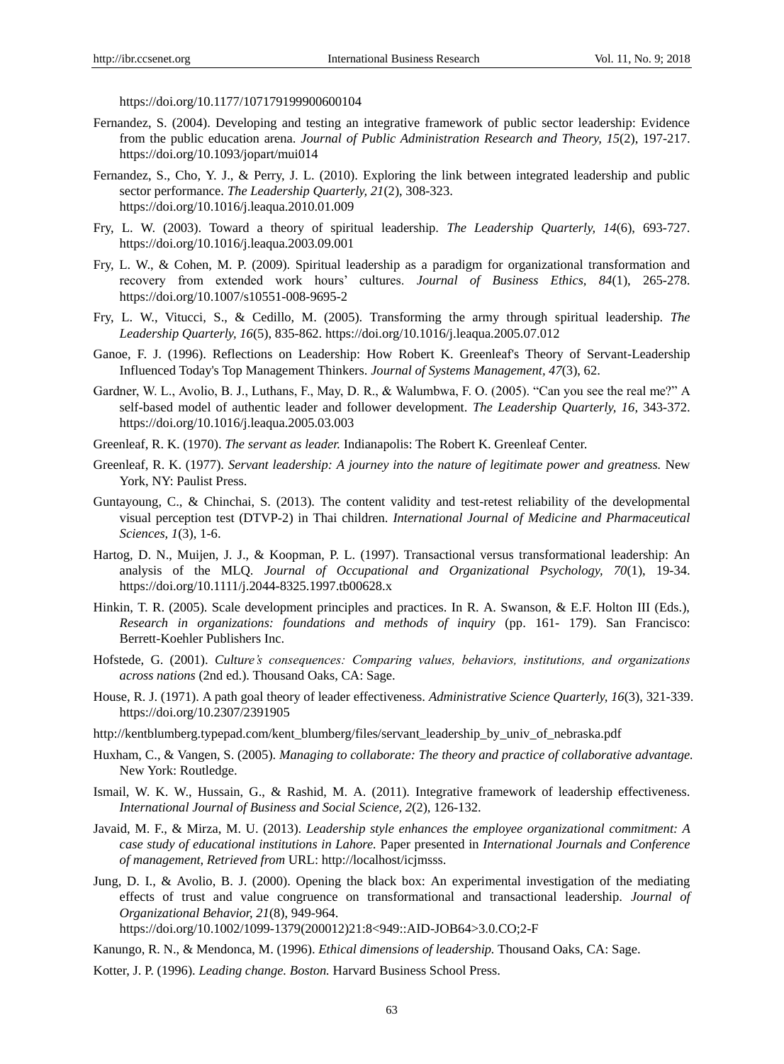https://doi.org/10.1177/107179199900600104

Fernandez, S. (2004). Developing and testing an integrative framework of public sector leadership: Evidence from the public education arena. *Journal of Public Administration Research and Theory, 15*(2), 197-217. https://doi.org/10.1093/jopart/mui014

Fernandez, S., Cho, Y. J., & Perry, J. L. (2010). Exploring the link between integrated leadership and public sector performance. *The Leadership Quarterly, 21*(2), 308-323. https://doi.org/10.1016/j.leaqua.2010.01.009

Fry, L. W. (2003). Toward a theory of spiritual leadership. *The Leadership Quarterly, 14*(6), 693-727. https://doi.org/10.1016/j.leaqua.2003.09.001

Fry, L. W., & Cohen, M. P. (2009). Spiritual leadership as a paradigm for organizational transformation and recovery from extended work hours' cultures. *Journal of Business Ethics, 84*(1), 265-278. https://doi.org/10.1007/s10551-008-9695-2

Fry, L. W., Vitucci, S., & Cedillo, M. (2005). Transforming the army through spiritual leadership. *The Leadership Quarterly, 16*(5), 835-862. https://doi.org/10.1016/j.leaqua.2005.07.012

Ganoe, F. J. (1996). Reflections on Leadership: How Robert K. Greenleaf's Theory of Servant-Leadership Influenced Today's Top Management Thinkers. *Journal of Systems Management, 47*(3), 62.

Gardner, W. L., Avolio, B. J., Luthans, F., May, D. R., & Walumbwa, F. O. (2005). "Can you see the real me?" A self-based model of authentic leader and follower development. *The Leadership Quarterly, 16*, 343-372. https://doi.org/10.1016/j.leaqua.2005.03.003

Greenleaf, R. K. (1970). *The servant as leader.* Indianapolis: The Robert K. Greenleaf Center.

Greenleaf, R. K. (1977). *Servant leadership: A journey into the nature of legitimate power and greatness.* New York, NY: Paulist Press.

Guntayoung, C., & Chinchai, S. (2013). The content validity and test-retest reliability of the developmental visual perception test (DTVP-2) in Thai children. *International Journal of Medicine and Pharmaceutical Sciences, 1*(3), 1-6.

Hartog, D. N., Muijen, J. J., & Koopman, P. L. (1997). Transactional versus transformational leadership: An analysis of the MLQ. *Journal of Occupational and Organizational Psychology, 70*(1), 19-34. https://doi.org/10.1111/j.2044-8325.1997.tb00628.x

Hinkin, T. R. (2005). Scale development principles and practices. In R. A. Swanson, & E.F. Holton III (Eds.), *Research in organizations: foundations and methods of inquiry* (pp. 161- 179). San Francisco: Berrett-Koehler Publishers Inc.

Hofstede, G. (2001). *Culture's consequences: Comparing values, behaviors, institutions, and organizations across nations* (2nd ed.). Thousand Oaks, CA: Sage.

House, R. J. (1971). A path goal theory of leader effectiveness. *Administrative Science Quarterly, 16*(3), 321-339. https://doi.org/10.2307/2391905

http://kentblumberg.typepad.com/kent_blumberg/files/servant_leadership_by_univ_of_nebraska.pdf

Huxham, C., & Vangen, S. (2005). *Managing to collaborate: The theory and practice of collaborative advantage.* New York: Routledge.

Ismail, W. K. W., Hussain, G., & Rashid, M. A. (2011). Integrative framework of leadership effectiveness. *International Journal of Business and Social Science, 2*(2), 126-132.

Javaid, M. F., & Mirza, M. U. (2013). *Leadership style enhances the employee organizational commitment: A case study of educational institutions in Lahore.* Paper presented in *International Journals and Conference of management, Retrieved from* URL: http://localhost/icjmsss.

Jung, D. I., & Avolio, B. J. (2000). Opening the black box: An experimental investigation of the mediating effects of trust and value congruence on transformational and transactional leadership. *Journal of Organizational Behavior, 21*(8), 949-964. https://doi.org/10.1002/1099-1379(200012)21:8<949::AID-JOB64>3.0.CO;2-F

Kanungo, R. N., & Mendonca, M. (1996). *Ethical dimensions of leadership.* Thousand Oaks, CA: Sage.

Kotter, J. P. (1996). *Leading change. Boston.* Harvard Business School Press.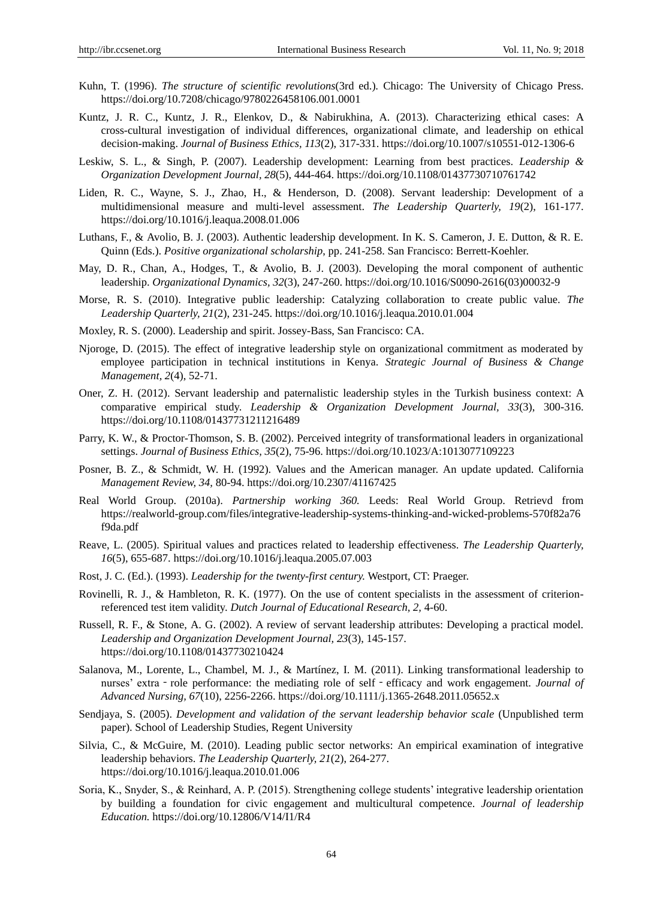Kuhn, T. (1996). *The structure of scientific revolutions*(3rd ed.). Chicago: The University of Chicago Press. https://doi.org/10.7208/chicago/9780226458106.001.0001

Kuntz, J. R. C., Kuntz, J. R., Elenkov, D., & Nabirukhina, A. (2013). Characterizing ethical cases: A cross-cultural investigation of individual differences, organizational climate, and leadership on ethical decision-making. *Journal of Business Ethics, 113*(2), 317-331. https://doi.org/10.1007/s10551-012-1306-6

Leskiw, S. L., & Singh, P. (2007). Leadership development: Learning from best practices. *Leadership & Organization Development Journal, 28*(5), 444-464. https://doi.org/10.1108/01437730710761742

Liden, R. C., Wayne, S. J., Zhao, H., & Henderson, D. (2008). Servant leadership: Development of a multidimensional measure and multi-level assessment. *The Leadership Quarterly, 19*(2), 161-177. https://doi.org/10.1016/j.leaqua.2008.01.006

Luthans, F., & Avolio, B. J. (2003). Authentic leadership development. In K. S. Cameron, J. E. Dutton, & R. E. Quinn (Eds.). *Positive organizational scholarship*, pp. 241-258. San Francisco: Berrett-Koehler.

May, D. R., Chan, A., Hodges, T., & Avolio, B. J. (2003). Developing the moral component of authentic leadership. *Organizational Dynamics, 32*(3), 247-260. https://doi.org/10.1016/S0090-2616(03)00032-9

Morse, R. S. (2010). Integrative public leadership: Catalyzing collaboration to create public value. *The Leadership Quarterly, 21*(2), 231-245. https://doi.org/10.1016/j.leaqua.2010.01.004

Moxley, R. S. (2000). Leadership and spirit. Jossey-Bass, San Francisco: CA.

Njoroge, D. (2015). The effect of integrative leadership style on organizational commitment as moderated by employee participation in technical institutions in Kenya. *Strategic Journal of Business & Change Management, 2*(4), 52-71.

Oner, Z. H. (2012). Servant leadership and paternalistic leadership styles in the Turkish business context: A comparative empirical study. *Leadership & Organization Development Journal, 33*(3), 300-316. https://doi.org/10.1108/01437731211216489

Parry, K. W., & Proctor-Thomson, S. B. (2002). Perceived integrity of transformational leaders in organizational settings. *Journal of Business Ethics, 35*(2), 75-96. https://doi.org/10.1023/A:1013077109223

Posner, B. Z., & Schmidt, W. H. (1992). Values and the American manager. An update updated. California *Management Review, 34*, 80-94. https://doi.org/10.2307/41167425

Real World Group. (2010a). *Partnership working 360.* Leeds: Real World Group. Retrievd from https://realworld-group.com/files/integrative-leadership-systems-thinking-and-wicked-problems-570f82a76f9da.pdf

Reave, L. (2005). Spiritual values and practices related to leadership effectiveness. *The Leadership Quarterly, 16*(5), 655-687. https://doi.org/10.1016/j.leaqua.2005.07.003

Rost, J. C. (Ed.). (1993). *Leadership for the twenty-first century.* Westport, CT: Praeger.

Rovinelli, R. J., & Hambleton, R. K. (1977). On the use of content specialists in the assessment of criterion-referenced test item validity. *Dutch Journal of Educational Research, 2*, 4-60.

Russell, R. F., & Stone, A. G. (2002). A review of servant leadership attributes: Developing a practical model. *Leadership and Organization Development Journal, 23*(3), 145-157. https://doi.org/10.1108/01437730210424

Salanova, M., Lorente, L., Chambel, M. J., & Martínez, I. M. (2011). Linking transformational leadership to nurses' extra‐role performance: the mediating role of self‐efficacy and work engagement. *Journal of Advanced Nursing, 67*(10), 2256-2266. https://doi.org/10.1111/j.1365-2648.2011.05652.x

Sendjaya, S. (2005). *Development and validation of the servant leadership behavior scale* (Unpublished term paper). School of Leadership Studies, Regent University

Silvia, C., & McGuire, M. (2010). Leading public sector networks: An empirical examination of integrative leadership behaviors. *The Leadership Quarterly, 21*(2), 264-277. https://doi.org/10.1016/j.leaqua.2010.01.006

Soria, K., Snyder, S., & Reinhard, A. P. (2015). Strengthening college students' integrative leadership orientation by building a foundation for civic engagement and multicultural competence. *Journal of leadership Education.* https://doi.org/10.12806/V14/I1/R4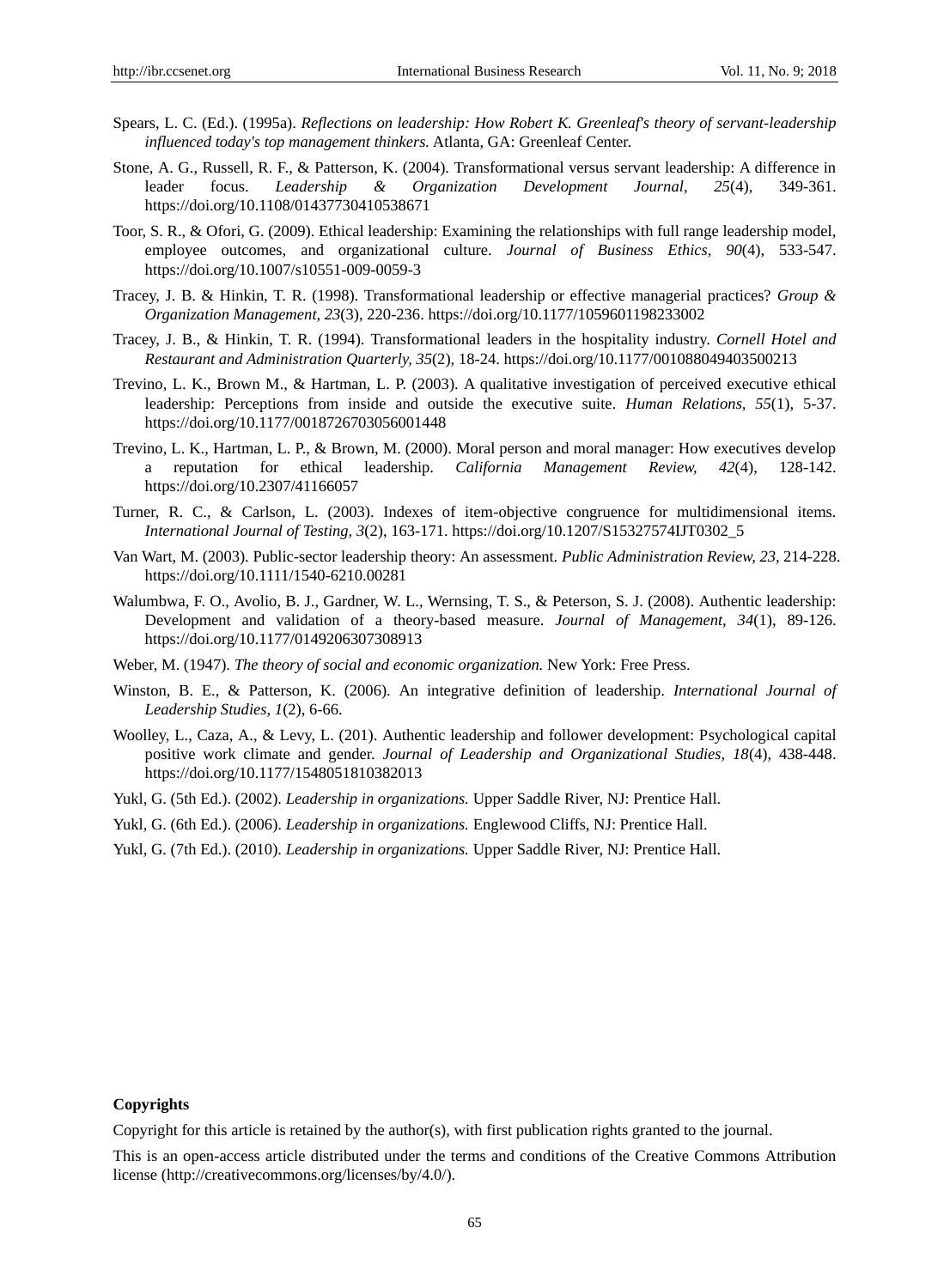Spears, L. C. (Ed.). (1995a). *Reflections on leadership: How Robert K. Greenleaf's theory of servant-leadership influenced today's top management thinkers.* Atlanta, GA: Greenleaf Center.

Stone, A. G., Russell, R. F., & Patterson, K. (2004). Transformational versus servant leadership: A difference in leader focus. *Leadership & Organization Development Journal, 25*(4), 349-361. https://doi.org/10.1108/01437730410538671

Toor, S. R., & Ofori, G. (2009). Ethical leadership: Examining the relationships with full range leadership model, employee outcomes, and organizational culture. *Journal of Business Ethics, 90*(4), 533-547. https://doi.org/10.1007/s10551-009-0059-3

Tracey, J. B. & Hinkin, T. R. (1998). Transformational leadership or effective managerial practices? *Group & Organization Management, 23*(3), 220-236. https://doi.org/10.1177/1059601198233002

Tracey, J. B., & Hinkin, T. R. (1994). Transformational leaders in the hospitality industry. *Cornell Hotel and Restaurant and Administration Quarterly, 35*(2), 18-24. https://doi.org/10.1177/001088049403500213

Trevino, L. K., Brown M., & Hartman, L. P. (2003). A qualitative investigation of perceived executive ethical leadership: Perceptions from inside and outside the executive suite. *Human Relations, 55*(1), 5-37. https://doi.org/10.1177/0018726703056001448

Trevino, L. K., Hartman, L. P., & Brown, M. (2000). Moral person and moral manager: How executives develop a reputation for ethical leadership. *California Management Review, 42*(4), 128-142. https://doi.org/10.2307/41166057

Turner, R. C., & Carlson, L. (2003). Indexes of item-objective congruence for multidimensional items. *International Journal of Testing, 3*(2), 163-171. https://doi.org/10.1207/S15327574IJT0302_5

Van Wart, M. (2003). Public-sector leadership theory: An assessment. *Public Administration Review, 23*, 214-228. https://doi.org/10.1111/1540-6210.00281

Walumbwa, F. O., Avolio, B. J., Gardner, W. L., Wernsing, T. S., & Peterson, S. J. (2008). Authentic leadership: Development and validation of a theory-based measure. *Journal of Management, 34*(1), 89-126. https://doi.org/10.1177/0149206307308913

Weber, M. (1947). *The theory of social and economic organization.* New York: Free Press.

Winston, B. E., & Patterson, K. (2006). An integrative definition of leadership. *International Journal of Leadership Studies, 1*(2), 6-66.

Woolley, L., Caza, A., & Levy, L. (201). Authentic leadership and follower development: Psychological capital positive work climate and gender. *Journal of Leadership and Organizational Studies, 18*(4), 438-448. https://doi.org/10.1177/1548051810382013

Yukl, G. (5th Ed.). (2002). *Leadership in organizations.* Upper Saddle River, NJ: Prentice Hall.

Yukl, G. (6th Ed.). (2006). *Leadership in organizations.* Englewood Cliffs, NJ: Prentice Hall.

Yukl, G. (7th Ed.). (2010). *Leadership in organizations.* Upper Saddle River, NJ: Prentice Hall.

**Copyrights**

Copyright for this article is retained by the author(s), with first publication rights granted to the journal.

This is an open-access article distributed under the terms and conditions of the Creative Commons Attribution license (http://creativecommons.org/licenses/by/4.0/).